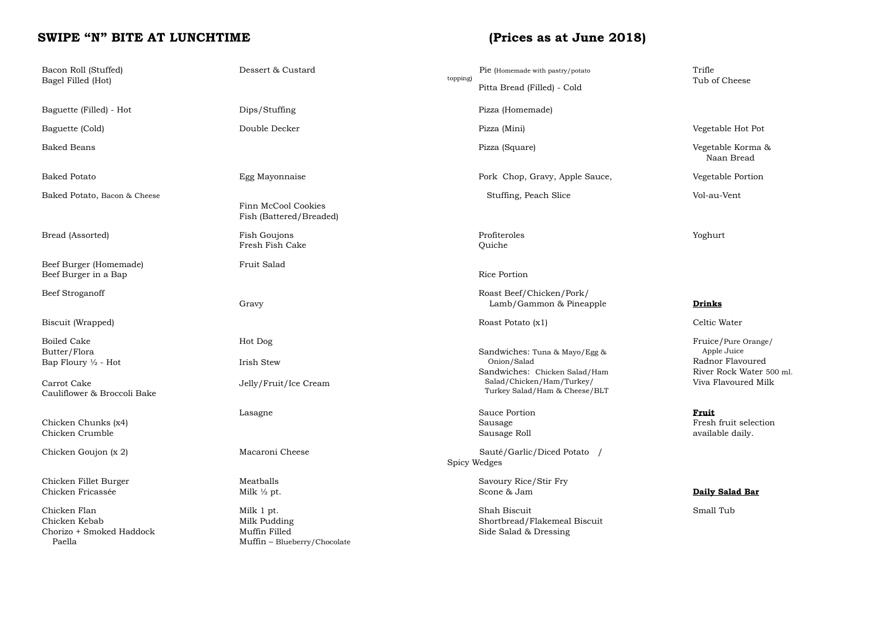## SWIPE "N" BITE AT LUNCHTIME

## (Prices as at June 2018)

Bacon Roll (Stuffed)
Bagel Filled (Hot)

Baguette (Filled) - Hot

Baguette (Cold)

Baked Beans

Baked Potato

Baked Potato, Bacon & Cheese

Bread (Assorted)

Beef Burger (Homemade)
Beef Burger in a Bap

Beef Stroganoff

Biscuit (Wrapped)

Boiled Cake
Butter/Flora
Bap Floury ½ - Hot

Carrot Cake
Cauliflower & Broccoli Bake

Chicken Chunks (x4)
Chicken Crumble

Chicken Goujon (x 2)

Chicken Fillet Burger
Chicken Fricassée

Chicken Flan
Chicken Kebab
Chorizo + Smoked Haddock Paella

Dessert & Custard

Dips/Stuffing

Double Decker

Egg Mayonnaise

Finn McCool Cookies
Fish (Battered/Breaded)

Fish Goujons
Fresh Fish Cake

Fruit Salad

Gravy

Hot Dog

Irish Stew

Jelly/Fruit/Ice Cream

Lasagne

Macaroni Cheese

Meatballs
Milk ½ pt.

Milk 1 pt.
Milk Pudding
Muffin Filled
Muffin – Blueberry/Chocolate

Pie (Homemade with pastry/potato topping)
Pitta Bread (Filled) - Cold

Pizza (Homemade)

Pizza (Mini)

Pizza (Square)

Pork Chop, Gravy, Apple Sauce, Stuffing, Peach Slice

Profiteroles
Quiche

Rice Portion

Roast Beef/Chicken/Pork/Lamb/Gammon & Pineapple

Roast Potato (x1)

Sandwiches: Tuna & Mayo/Egg & Onion/Salad
Sandwiches: Chicken Salad/Ham Salad/Chicken/Ham/Turkey/Turkey Salad/Ham & Cheese/BLT

Sauce Portion
Sausage
Sausage Roll

Sauté/Garlic/Diced Potato / Spicy Wedges

Savoury Rice/Stir Fry
Scone & Jam

Shah Biscuit
Shortbread/Flakemeal Biscuit
Side Salad & Dressing

Trifle
Tub of Cheese

Vegetable Hot Pot

Vegetable Korma & Naan Bread

Vegetable Portion

Vol-au-Vent

Yoghurt

**Drinks**

Celtic Water

Fruice/Pure Orange/Apple Juice
Radnor Flavoured
River Rock Water 500 ml.
Viva Flavoured Milk

**Fruit**

Fresh fruit selection available daily.

**Daily Salad Bar**

Small Tub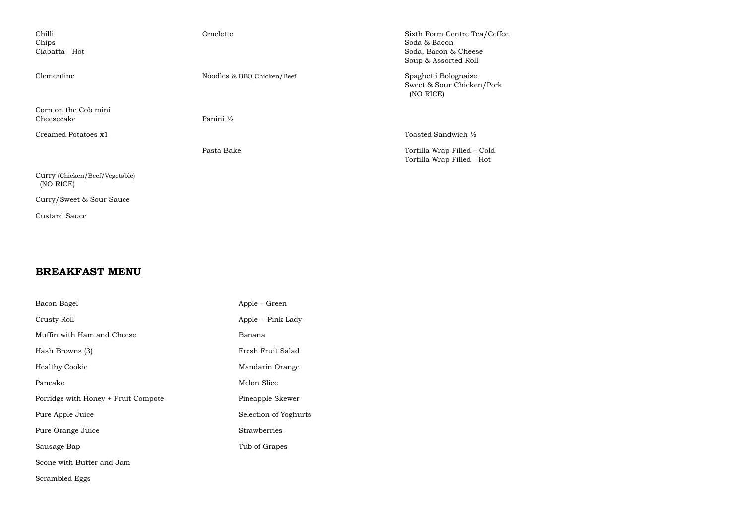Chilli
Chips
Ciabatta - Hot

Clementine

Corn on the Cob mini
Cheesecake

Creamed Potatoes x1

Curry (Chicken/Beef/Vegetable)
(NO RICE)

Curry/Sweet & Sour Sauce

Custard Sauce

Omelette

Noodles & BBQ Chicken/Beef

Panini ½

Pasta Bake

Sixth Form Centre Tea/Coffee
Soda & Bacon
Soda, Bacon & Cheese
Soup & Assorted Roll

Spaghetti Bolognaise
Sweet & Sour Chicken/Pork
(NO RICE)

Toasted Sandwich ½

Tortilla Wrap Filled – Cold
Tortilla Wrap Filled - Hot

## BREAKFAST MENU

Bacon Bagel

Crusty Roll

Muffin with Ham and Cheese

Hash Browns (3)

Healthy Cookie

Pancake

Porridge with Honey + Fruit Compote

Pure Apple Juice

Pure Orange Juice

Sausage Bap

Scone with Butter and Jam

Scrambled Eggs

Apple – Green

Apple - Pink Lady

Banana

Fresh Fruit Salad

Mandarin Orange

Melon Slice

Pineapple Skewer

Selection of Yoghurts

Strawberries

Tub of Grapes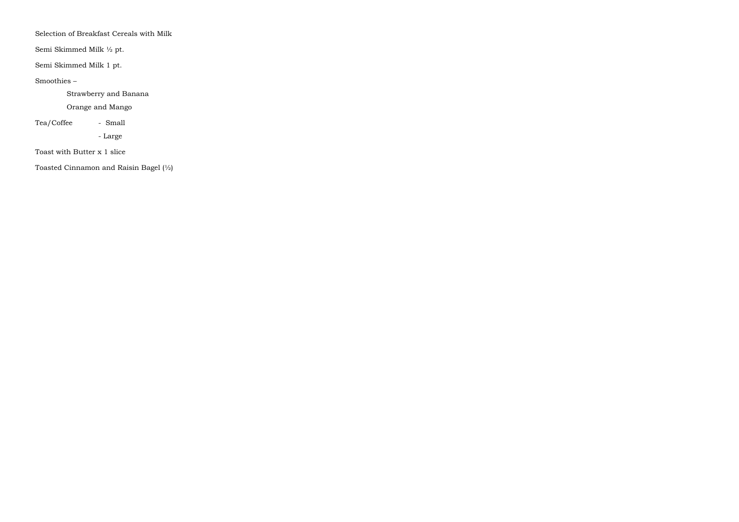Selection of Breakfast Cereals with Milk

Semi Skimmed Milk ½ pt.

Semi Skimmed Milk 1 pt.

Smoothies –

- Strawberry and Banana
- Orange and Mango

Tea/Coffee - Small

- Large

Toast with Butter x 1 slice

Toasted Cinnamon and Raisin Bagel (½)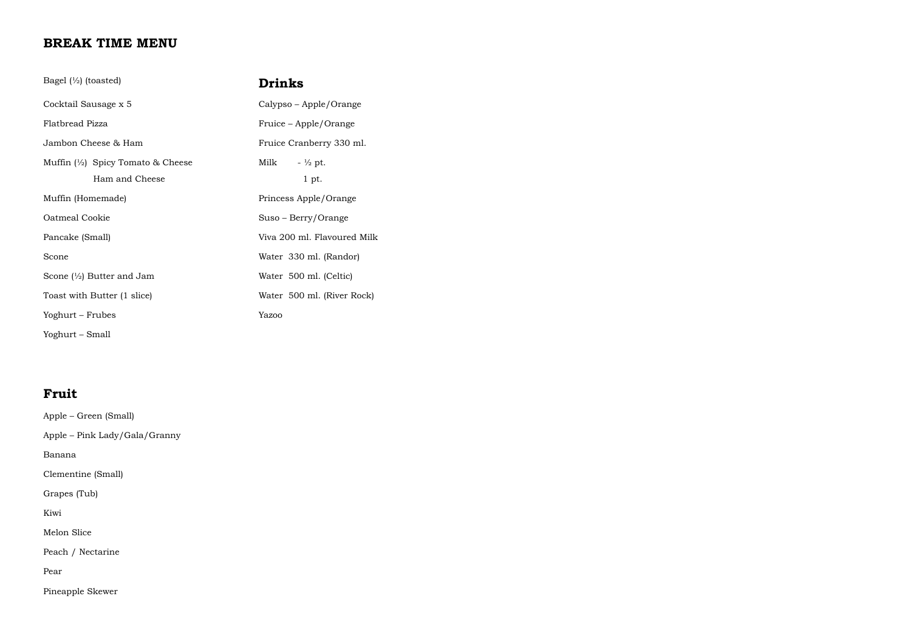# BREAK TIME MENU

Bagel (½) (toasted)

Cocktail Sausage x 5

Flatbread Pizza

Jambon Cheese & Ham

Muffin (½) Spicy Tomato & Cheese
Ham and Cheese

Muffin (Homemade)

Oatmeal Cookie

Pancake (Small)

Scone

Scone (½) Butter and Jam

Toast with Butter (1 slice)

Yoghurt – Frubes

Yoghurt – Small

## Drinks

Calypso – Apple/Orange

Fruice – Apple/Orange

Fruice Cranberry 330 ml.

Milk - ½ pt.
1 pt.

Princess Apple/Orange

Suso – Berry/Orange

Viva 200 ml. Flavoured Milk

Water 330 ml. (Randor)

Water 500 ml. (Celtic)

Water 500 ml. (River Rock)

Yazoo

## Fruit

Apple – Green (Small)

Apple – Pink Lady/Gala/Granny

Banana

Clementine (Small)

Grapes (Tub)

Kiwi

Melon Slice

Peach / Nectarine

Pear

Pineapple Skewer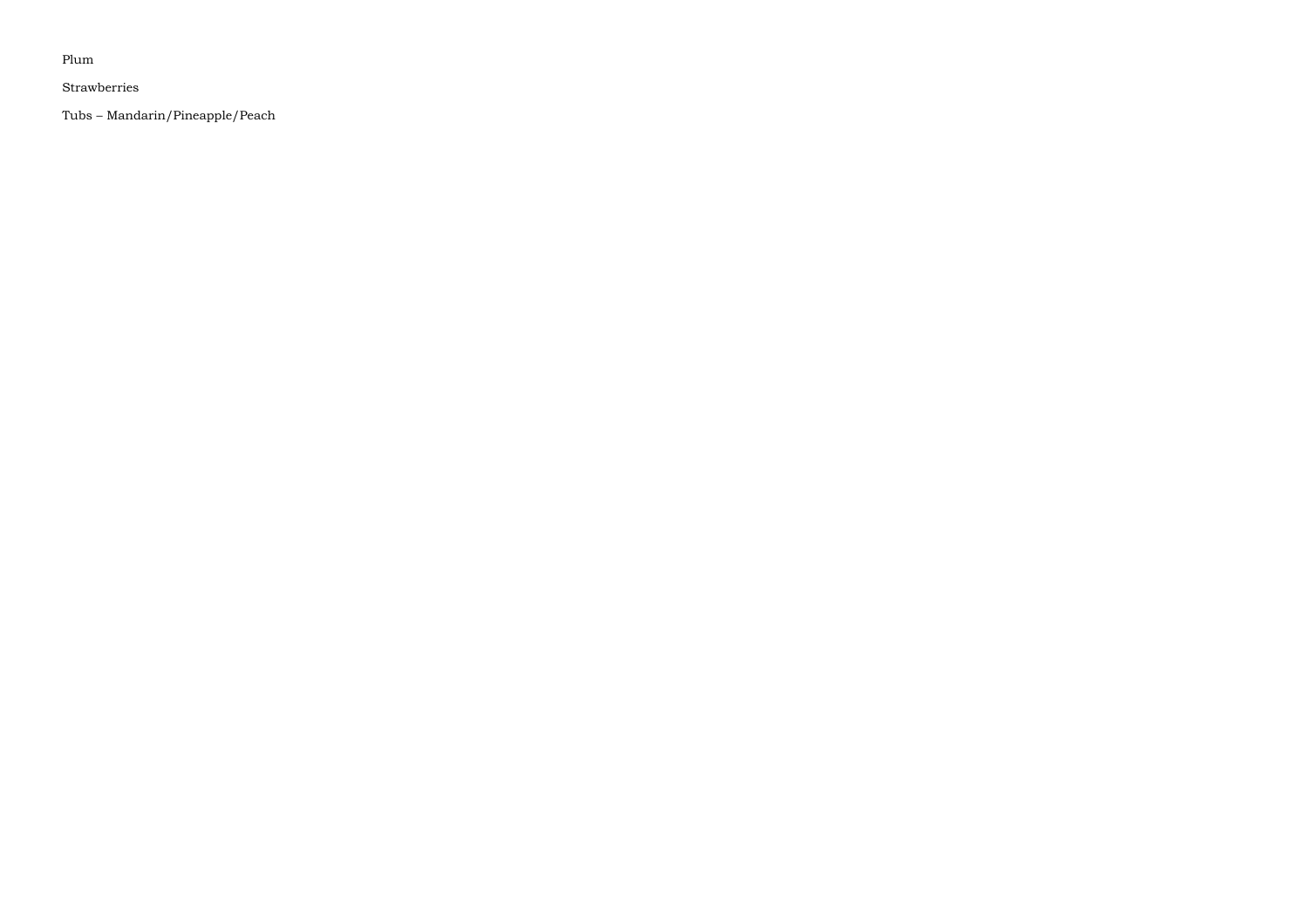Plum

Strawberries

Tubs – Mandarin/Pineapple/Peach